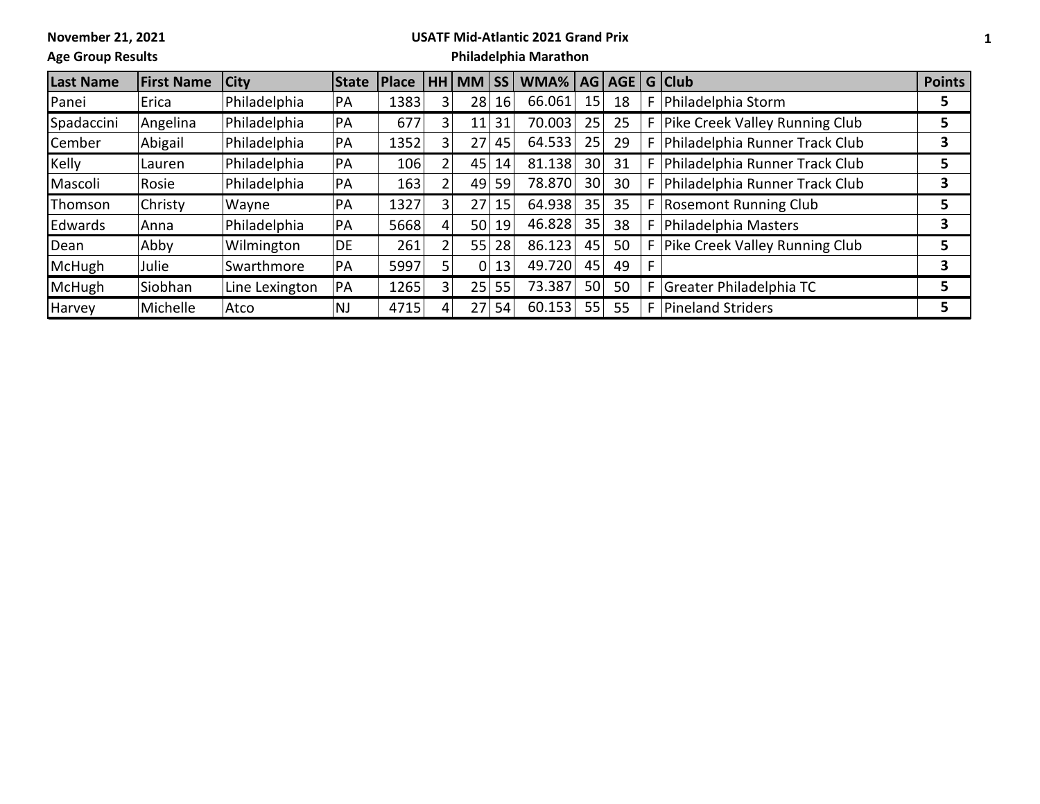November 21, 2021

Age Group Results

**USATF Mid-Atlantic 2021 Grand Prix**

**Philadelphia Marathon**

| Last Name | First Name | City | State | Place | HH | MM | SS | WMA% | AG | AGE | G | Club | Points |
|---|---|---|---|---|---|---|---|---|---|---|---|---|---|
| Panei | Erica | Philadelphia | PA | 1383 | 3 | 28 | 16 | 66.061 | 15 | 18 | F | Philadelphia Storm | 5 |
| Spadaccini | Angelina | Philadelphia | PA | 677 | 3 | 11 | 31 | 70.003 | 25 | 25 | F | Pike Creek Valley Running Club | 5 |
| Cember | Abigail | Philadelphia | PA | 1352 | 3 | 27 | 45 | 64.533 | 25 | 29 | F | Philadelphia Runner Track Club | 3 |
| Kelly | Lauren | Philadelphia | PA | 106 | 2 | 45 | 14 | 81.138 | 30 | 31 | F | Philadelphia Runner Track Club | 5 |
| Mascoli | Rosie | Philadelphia | PA | 163 | 2 | 49 | 59 | 78.870 | 30 | 30 | F | Philadelphia Runner Track Club | 3 |
| Thomson | Christy | Wayne | PA | 1327 | 3 | 27 | 15 | 64.938 | 35 | 35 | F | Rosemont Running Club | 5 |
| Edwards | Anna | Philadelphia | PA | 5668 | 4 | 50 | 19 | 46.828 | 35 | 38 | F | Philadelphia Masters | 3 |
| Dean | Abby | Wilmington | DE | 261 | 2 | 55 | 28 | 86.123 | 45 | 50 | F | Pike Creek Valley Running Club | 5 |
| McHugh | Julie | Swarthmore | PA | 5997 | 5 | 0 | 13 | 49.720 | 45 | 49 | F | | 3 |
| McHugh | Siobhan | Line Lexington | PA | 1265 | 3 | 25 | 55 | 73.387 | 50 | 50 | F | Greater Philadelphia TC | 5 |
| Harvey | Michelle | Atco | NJ | 4715 | 4 | 27 | 54 | 60.153 | 55 | 55 | F | Pineland Striders | 5 |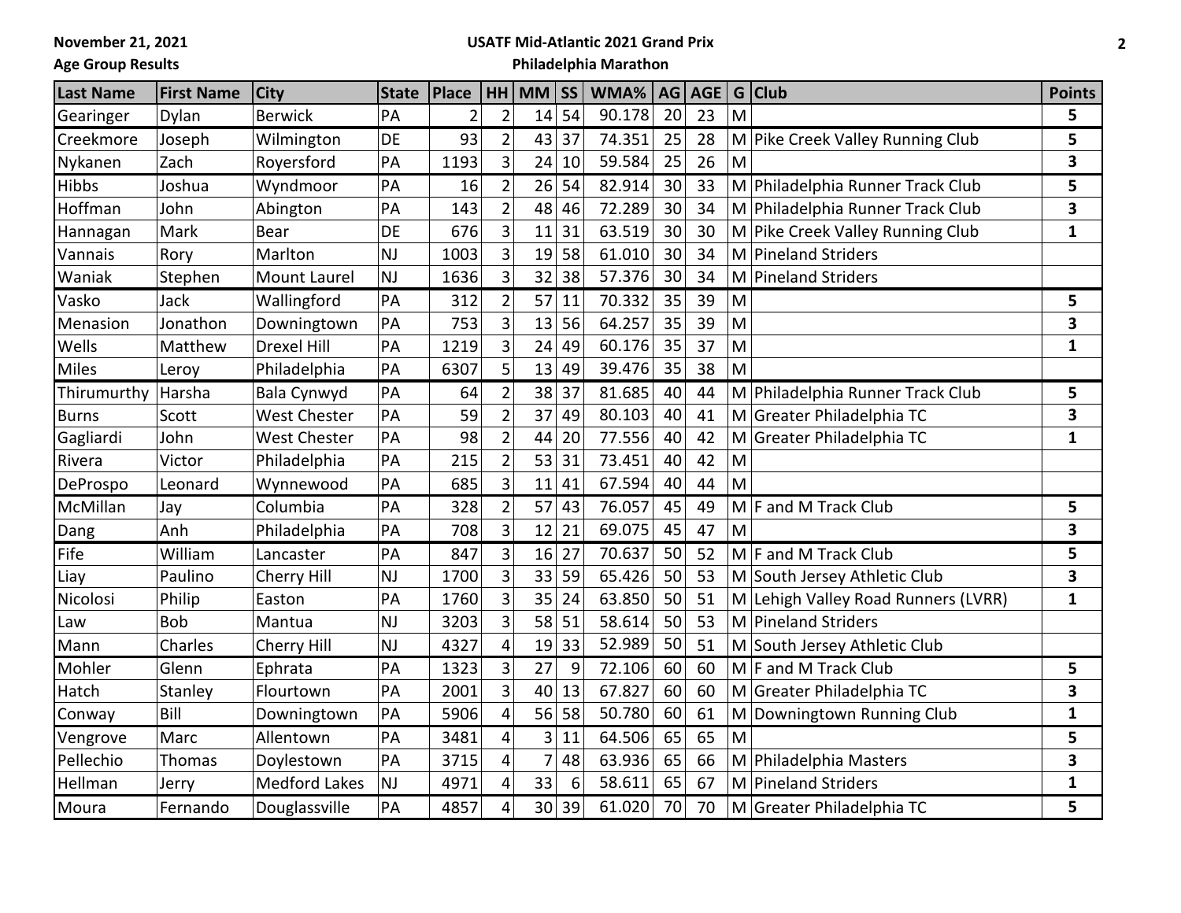**November 21, 2021**

**Age Group Results**

**USATF Mid-Atlantic 2021 Grand Prix**

**Philadelphia Marathon**

| Last Name | First Name | City | State | Place | HH | MM | SS | WMA% | AG | AGE | G | Club | Points |
|---|---|---|---|---|---|---|---|---|---|---|---|---|---|
| Gearinger | Dylan | Berwick | PA | 2 | 2 | 14 | 54 | 90.178 | 20 | 23 | M | | 5 |
| Creekmore | Joseph | Wilmington | DE | 93 | 2 | 43 | 37 | 74.351 | 25 | 28 | M | Pike Creek Valley Running Club | 5 |
| Nykanen | Zach | Royersford | PA | 1193 | 3 | 24 | 10 | 59.584 | 25 | 26 | M | | 3 |
| Hibbs | Joshua | Wyndmoor | PA | 16 | 2 | 26 | 54 | 82.914 | 30 | 33 | M | Philadelphia Runner Track Club | 5 |
| Hoffman | John | Abington | PA | 143 | 2 | 48 | 46 | 72.289 | 30 | 34 | M | Philadelphia Runner Track Club | 3 |
| Hannagan | Mark | Bear | DE | 676 | 3 | 11 | 31 | 63.519 | 30 | 30 | M | Pike Creek Valley Running Club | 1 |
| Vannais | Rory | Marlton | NJ | 1003 | 3 | 19 | 58 | 61.010 | 30 | 34 | M | Pineland Striders | |
| Waniak | Stephen | Mount Laurel | NJ | 1636 | 3 | 32 | 38 | 57.376 | 30 | 34 | M | Pineland Striders | |
| Vasko | Jack | Wallingford | PA | 312 | 2 | 57 | 11 | 70.332 | 35 | 39 | M | | 5 |
| Menasion | Jonathon | Downingtown | PA | 753 | 3 | 13 | 56 | 64.257 | 35 | 39 | M | | 3 |
| Wells | Matthew | Drexel Hill | PA | 1219 | 3 | 24 | 49 | 60.176 | 35 | 37 | M | | 1 |
| Miles | Leroy | Philadelphia | PA | 6307 | 5 | 13 | 49 | 39.476 | 35 | 38 | M | | |
| Thirumurthy | Harsha | Bala Cynwyd | PA | 64 | 2 | 38 | 37 | 81.685 | 40 | 44 | M | Philadelphia Runner Track Club | 5 |
| Burns | Scott | West Chester | PA | 59 | 2 | 37 | 49 | 80.103 | 40 | 41 | M | Greater Philadelphia TC | 3 |
| Gagliardi | John | West Chester | PA | 98 | 2 | 44 | 20 | 77.556 | 40 | 42 | M | Greater Philadelphia TC | 1 |
| Rivera | Victor | Philadelphia | PA | 215 | 2 | 53 | 31 | 73.451 | 40 | 42 | M | | |
| DeProspo | Leonard | Wynnewood | PA | 685 | 3 | 11 | 41 | 67.594 | 40 | 44 | M | | |
| McMillan | Jay | Columbia | PA | 328 | 2 | 57 | 43 | 76.057 | 45 | 49 | M | F and M Track Club | 5 |
| Dang | Anh | Philadelphia | PA | 708 | 3 | 12 | 21 | 69.075 | 45 | 47 | M | | 3 |
| Fife | William | Lancaster | PA | 847 | 3 | 16 | 27 | 70.637 | 50 | 52 | M | F and M Track Club | 5 |
| Liay | Paulino | Cherry Hill | NJ | 1700 | 3 | 33 | 59 | 65.426 | 50 | 53 | M | South Jersey Athletic Club | 3 |
| Nicolosi | Philip | Easton | PA | 1760 | 3 | 35 | 24 | 63.850 | 50 | 51 | M | Lehigh Valley Road Runners (LVRR) | 1 |
| Law | Bob | Mantua | NJ | 3203 | 3 | 58 | 51 | 58.614 | 50 | 53 | M | Pineland Striders | |
| Mann | Charles | Cherry Hill | NJ | 4327 | 4 | 19 | 33 | 52.989 | 50 | 51 | M | South Jersey Athletic Club | |
| Mohler | Glenn | Ephrata | PA | 1323 | 3 | 27 | 9 | 72.106 | 60 | 60 | M | F and M Track Club | 5 |
| Hatch | Stanley | Flourtown | PA | 2001 | 3 | 40 | 13 | 67.827 | 60 | 60 | M | Greater Philadelphia TC | 3 |
| Conway | Bill | Downingtown | PA | 5906 | 4 | 56 | 58 | 50.780 | 60 | 61 | M | Downingtown Running Club | 1 |
| Vengrove | Marc | Allentown | PA | 3481 | 4 | 3 | 11 | 64.506 | 65 | 65 | M | | 5 |
| Pellechio | Thomas | Doylestown | PA | 3715 | 4 | 7 | 48 | 63.936 | 65 | 66 | M | Philadelphia Masters | 3 |
| Hellman | Jerry | Medford Lakes | NJ | 4971 | 4 | 33 | 6 | 58.611 | 65 | 67 | M | Pineland Striders | 1 |
| Moura | Fernando | Douglassville | PA | 4857 | 4 | 30 | 39 | 61.020 | 70 | 70 | M | Greater Philadelphia TC | 5 |